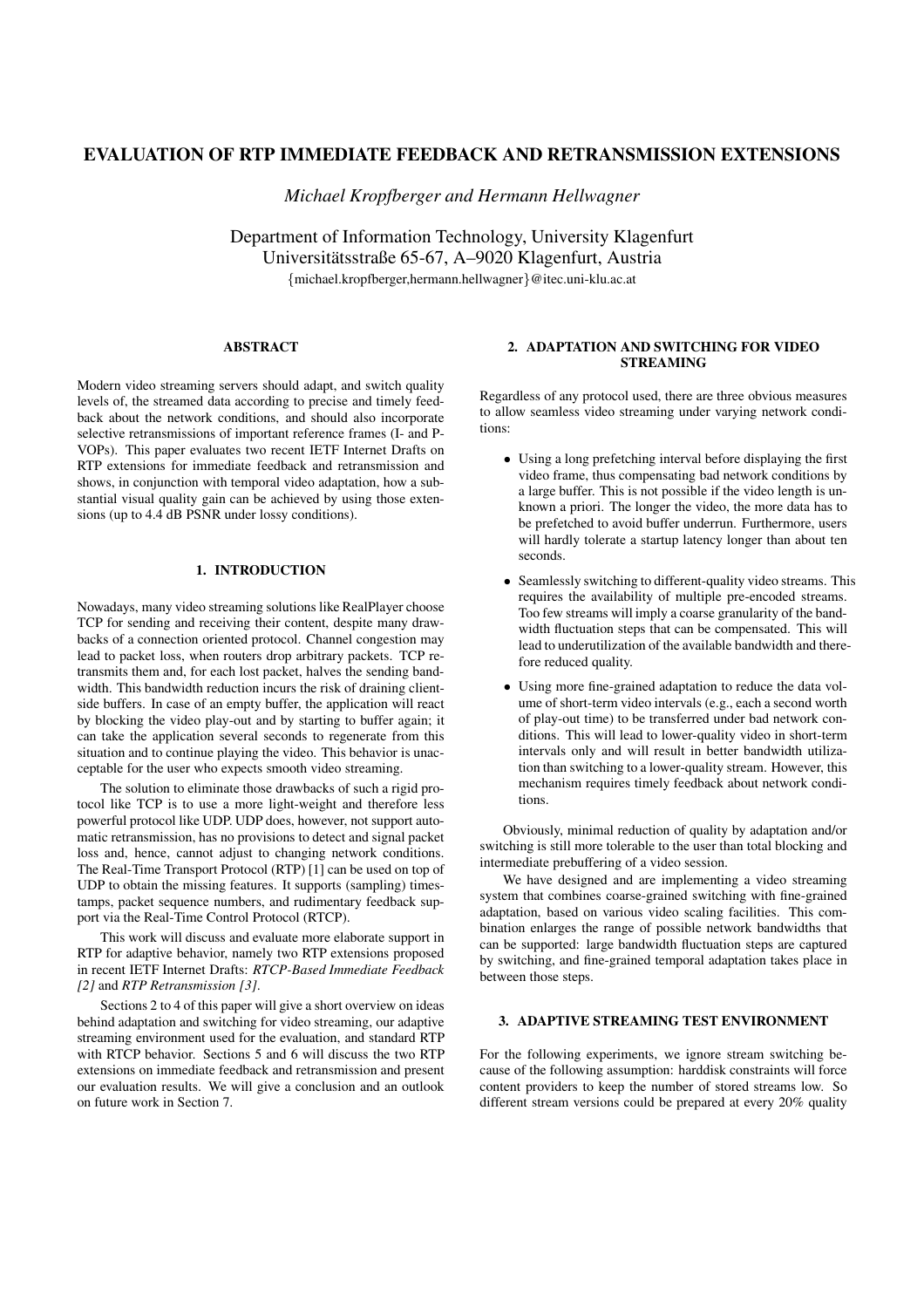# EVALUATION OF RTP IMMEDIATE FEEDBACK AND RETRANSMISSION EXTENSIONS

*Michael Kropfberger and Hermann Hellwagner*

Department of Information Technology, University Klagenfurt
Universitätsstraße 65-67, A–9020 Klagenfurt, Austria
{michael.kropfberger,hermann.hellwagner}@itec.uni-klu.ac.at

## ABSTRACT

Modern video streaming servers should adapt, and switch quality levels of, the streamed data according to precise and timely feedback about the network conditions, and should also incorporate selective retransmissions of important reference frames (I- and P-VOPs). This paper evaluates two recent IETF Internet Drafts on RTP extensions for immediate feedback and retransmission and shows, in conjunction with temporal video adaptation, how a substantial visual quality gain can be achieved by using those extensions (up to 4.4 dB PSNR under lossy conditions).

## 1. INTRODUCTION

Nowadays, many video streaming solutions like RealPlayer choose TCP for sending and receiving their content, despite many drawbacks of a connection oriented protocol. Channel congestion may lead to packet loss, when routers drop arbitrary packets. TCP retransmits them and, for each lost packet, halves the sending bandwidth. This bandwidth reduction incurs the risk of draining client-side buffers. In case of an empty buffer, the application will react by blocking the video play-out and by starting to buffer again; it can take the application several seconds to regenerate from this situation and to continue playing the video. This behavior is unacceptable for the user who expects smooth video streaming.

The solution to eliminate those drawbacks of such a rigid protocol like TCP is to use a more light-weight and therefore less powerful protocol like UDP. UDP does, however, not support automatic retransmission, has no provisions to detect and signal packet loss and, hence, cannot adjust to changing network conditions. The Real-Time Transport Protocol (RTP) [1] can be used on top of UDP to obtain the missing features. It supports (sampling) timestamps, packet sequence numbers, and rudimentary feedback support via the Real-Time Control Protocol (RTCP).

This work will discuss and evaluate more elaborate support in RTP for adaptive behavior, namely two RTP extensions proposed in recent IETF Internet Drafts: *RTCP-Based Immediate Feedback [2]* and *RTP Retransmission [3]*.

Sections 2 to 4 of this paper will give a short overview on ideas behind adaptation and switching for video streaming, our adaptive streaming environment used for the evaluation, and standard RTP with RTCP behavior. Sections 5 and 6 will discuss the two RTP extensions on immediate feedback and retransmission and present our evaluation results. We will give a conclusion and an outlook on future work in Section 7.

## 2. ADAPTATION AND SWITCHING FOR VIDEO STREAMING

Regardless of any protocol used, there are three obvious measures to allow seamless video streaming under varying network conditions:

- Using a long prefetching interval before displaying the first video frame, thus compensating bad network conditions by a large buffer. This is not possible if the video length is unknown a priori. The longer the video, the more data has to be prefetched to avoid buffer underrun. Furthermore, users will hardly tolerate a startup latency longer than about ten seconds.
- Seamlessly switching to different-quality video streams. This requires the availability of multiple pre-encoded streams. Too few streams will imply a coarse granularity of the bandwidth fluctuation steps that can be compensated. This will lead to underutilization of the available bandwidth and therefore reduced quality.
- Using more fine-grained adaptation to reduce the data volume of short-term video intervals (e.g., each a second worth of play-out time) to be transferred under bad network conditions. This will lead to lower-quality video in short-term intervals only and will result in better bandwidth utilization than switching to a lower-quality stream. However, this mechanism requires timely feedback about network conditions.

Obviously, minimal reduction of quality by adaptation and/or switching is still more tolerable to the user than total blocking and intermediate prebuffering of a video session.

We have designed and are implementing a video streaming system that combines coarse-grained switching with fine-grained adaptation, based on various video scaling facilities. This combination enlarges the range of possible network bandwidths that can be supported: large bandwidth fluctuation steps are captured by switching, and fine-grained temporal adaptation takes place in between those steps.

## 3. ADAPTIVE STREAMING TEST ENVIRONMENT

For the following experiments, we ignore stream switching because of the following assumption: harddisk constraints will force content providers to keep the number of stored streams low. So different stream versions could be prepared at every 20% quality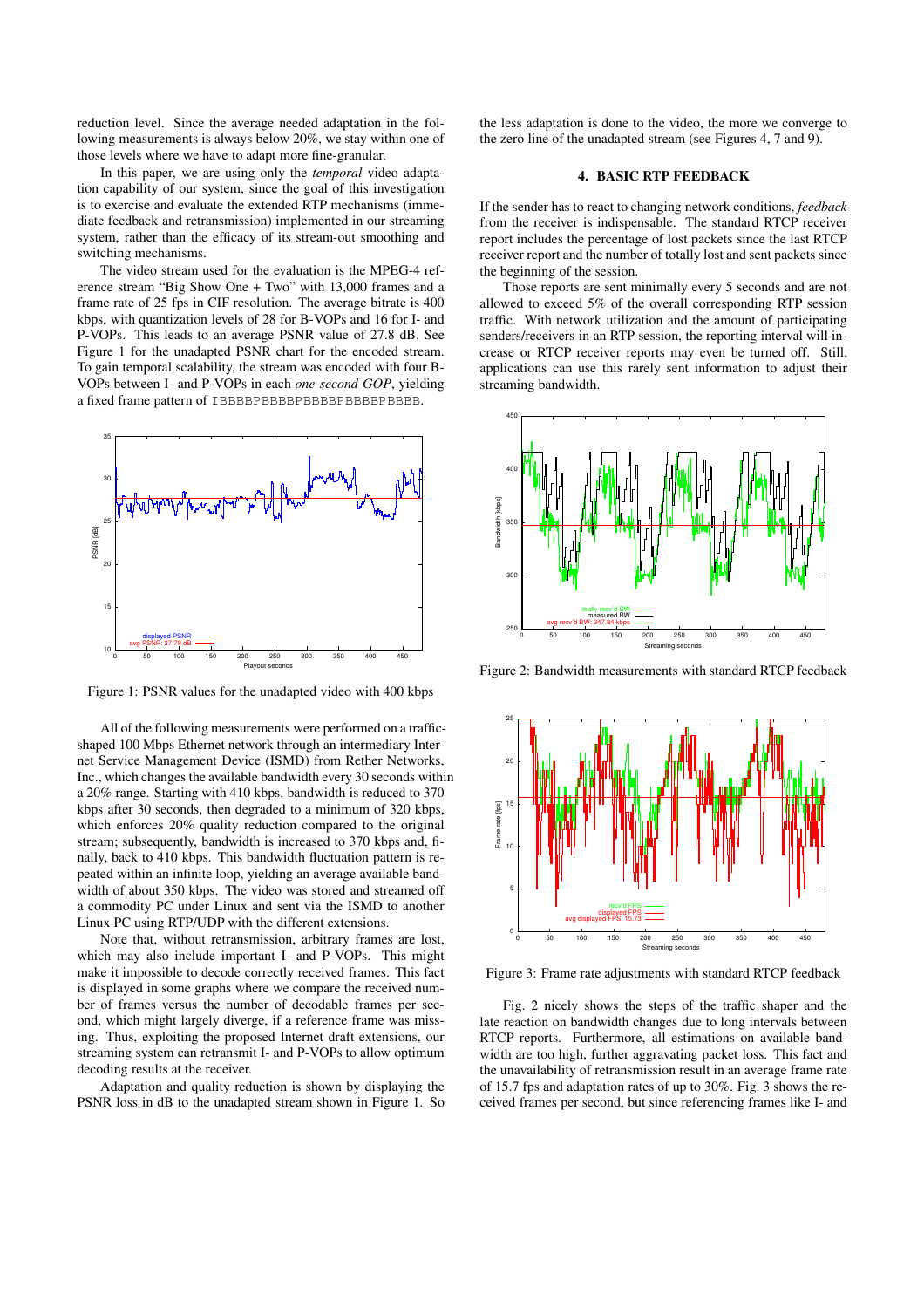reduction level. Since the average needed adaptation in the following measurements is always below 20%, we stay within one of those levels where we have to adapt more fine-granular.

In this paper, we are using only the *temporal* video adaptation capability of our system, since the goal of this investigation is to exercise and evaluate the extended RTP mechanisms (immediate feedback and retransmission) implemented in our streaming system, rather than the efficacy of its stream-out smoothing and switching mechanisms.

The video stream used for the evaluation is the MPEG-4 reference stream "Big Show One + Two" with 13,000 frames and a frame rate of 25 fps in CIF resolution. The average bitrate is 400 kbps, with quantization levels of 28 for B-VOPs and 16 for I- and P-VOPs. This leads to an average PSNR value of 27.8 dB. See Figure 1 for the unadapted PSNR chart for the encoded stream. To gain temporal scalability, the stream was encoded with four B-VOPs between I- and P-VOPs in each *one-second GOP*, yielding a fixed frame pattern of `IBBBBPBBBBPBBBBPBBBBPBBBB`.

Figure 1: PSNR values for the unadapted video with 400 kbps

All of the following measurements were performed on a traffic-shaped 100 Mbps Ethernet network through an intermediary Internet Service Management Device (ISMD) from Rether Networks, Inc., which changes the available bandwidth every 30 seconds within a 20% range. Starting with 410 kbps, bandwidth is reduced to 370 kbps after 30 seconds, then degraded to a minimum of 320 kbps, which enforces 20% quality reduction compared to the original stream; subsequently, bandwidth is increased to 370 kbps and, finally, back to 410 kbps. This bandwidth fluctuation pattern is repeated within an infinite loop, yielding an average available bandwidth of about 350 kbps. The video was stored and streamed off a commodity PC under Linux and sent via the ISMD to another Linux PC using RTP/UDP with the different extensions.

Note that, without retransmission, arbitrary frames are lost, which may also include important I- and P-VOPs. This might make it impossible to decode correctly received frames. This fact is displayed in some graphs where we compare the received number of frames versus the number of decodable frames per second, which might largely diverge, if a reference frame was missing. Thus, exploiting the proposed Internet draft extensions, our streaming system can retransmit I- and P-VOPs to allow optimum decoding results at the receiver.

Adaptation and quality reduction is shown by displaying the PSNR loss in dB to the unadapted stream shown in Figure 1. So the less adaptation is done to the video, the more we converge to the zero line of the unadapted stream (see Figures 4, 7 and 9).

## 4. BASIC RTP FEEDBACK

If the sender has to react to changing network conditions, *feedback* from the receiver is indispensable. The standard RTCP receiver report includes the percentage of lost packets since the last RTCP receiver report and the number of totally lost and sent packets since the beginning of the session.

Those reports are sent minimally every 5 seconds and are not allowed to exceed 5% of the overall corresponding RTP session traffic. With network utilization and the amount of participating senders/receivers in an RTP session, the reporting interval will increase or RTCP receiver reports may even be turned off. Still, applications can use this rarely sent information to adjust their streaming bandwidth.

Figure 2: Bandwidth measurements with standard RTCP feedback

Figure 3: Frame rate adjustments with standard RTCP feedback

Fig. 2 nicely shows the steps of the traffic shaper and the late reaction on bandwidth changes due to long intervals between RTCP reports. Furthermore, all estimations on available bandwidth are too high, further aggravating packet loss. This fact and the unavailability of retransmission result in an average frame rate of 15.7 fps and adaptation rates of up to 30%. Fig. 3 shows the received frames per second, but since referencing frames like I- and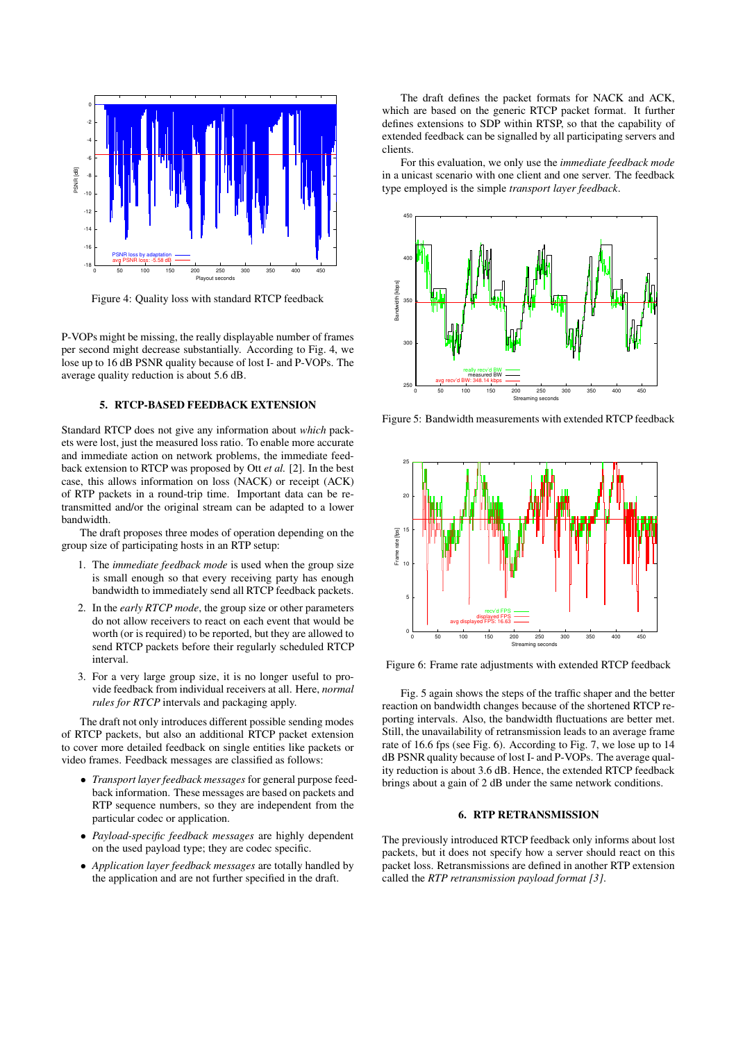Figure 4: Quality loss with standard RTCP feedback

P-VOPs might be missing, the really displayable number of frames per second might decrease substantially. According to Fig. 4, we lose up to 16 dB PSNR quality because of lost I- and P-VOPs. The average quality reduction is about 5.6 dB.

## 5. RTCP-BASED FEEDBACK EXTENSION

Standard RTCP does not give any information about *which* packets were lost, just the measured loss ratio. To enable more accurate and immediate action on network problems, the immediate feedback extension to RTCP was proposed by Ott *et al.* [2]. In the best case, this allows information on loss (NACK) or receipt (ACK) of RTP packets in a round-trip time. Important data can be retransmitted and/or the original stream can be adapted to a lower bandwidth.

The draft proposes three modes of operation depending on the group size of participating hosts in an RTP setup:

1. The *immediate feedback mode* is used when the group size is small enough so that every receiving party has enough bandwidth to immediately send all RTCP feedback packets.
2. In the *early RTCP mode*, the group size or other parameters do not allow receivers to react on each event that would be worth (or is required) to be reported, but they are allowed to send RTCP packets before their regularly scheduled RTCP interval.
3. For a very large group size, it is no longer useful to provide feedback from individual receivers at all. Here, *normal rules for RTCP* intervals and packaging apply.

The draft not only introduces different possible sending modes of RTCP packets, but also an additional RTCP packet extension to cover more detailed feedback on single entities like packets or video frames. Feedback messages are classified as follows:

- *Transport layer feedback messages* for general purpose feedback information. These messages are based on packets and RTP sequence numbers, so they are independent from the particular codec or application.
- *Payload-specific feedback messages* are highly dependent on the used payload type; they are codec specific.
- *Application layer feedback messages* are totally handled by the application and are not further specified in the draft.

The draft defines the packet formats for NACK and ACK, which are based on the generic RTCP packet format. It further defines extensions to SDP within RTSP, so that the capability of extended feedback can be signalled by all participating servers and clients.

For this evaluation, we only use the *immediate feedback mode* in a unicast scenario with one client and one server. The feedback type employed is the simple *transport layer feedback*.

Figure 5: Bandwidth measurements with extended RTCP feedback

Figure 6: Frame rate adjustments with extended RTCP feedback

Fig. 5 again shows the steps of the traffic shaper and the better reaction on bandwidth changes because of the shortened RTCP reporting intervals. Also, the bandwidth fluctuations are better met. Still, the unavailability of retransmission leads to an average frame rate of 16.6 fps (see Fig. 6). According to Fig. 7, we lose up to 14 dB PSNR quality because of lost I- and P-VOPs. The average quality reduction is about 3.6 dB. Hence, the extended RTCP feedback brings about a gain of 2 dB under the same network conditions.

## 6. RTP RETRANSMISSION

The previously introduced RTCP feedback only informs about lost packets, but it does not specify how a server should react on this packet loss. Retransmissions are defined in another RTP extension called the *RTP retransmission payload format [3]*.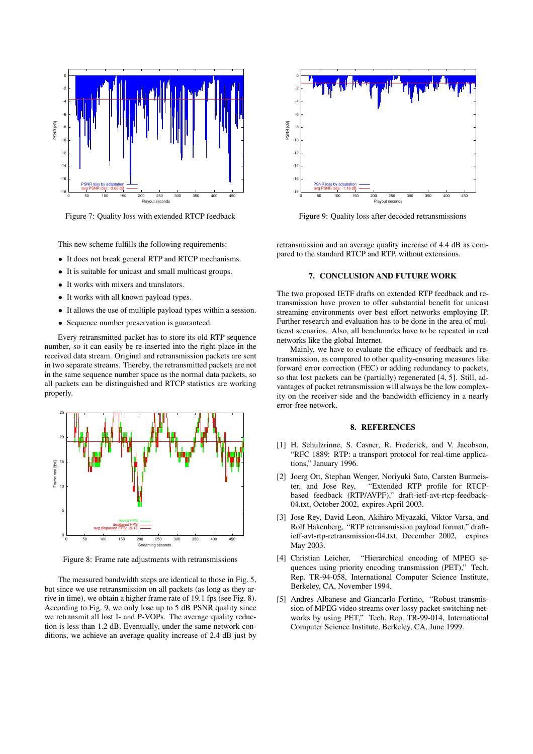0
-2
-4
-6
-8
-10
-12
-14
-16
-18
PSNR [dB]
0 50 100 150 200 250 300 350 400 450
Playout seconds
PSNR loss by adaptation
avg PSNR loss: -3.60 dB

Figure 7: Quality loss with extended RTCP feedback

0
-2
-4
-6
-8
-10
-12
-14
-16
-18
PSNR [dB]
0 50 100 150 200 250 300 350 400 450
Playout seconds
PSNR loss by adaptation
avg PSNR loss: -1.16 dB

Figure 9: Quality loss after decoded retransmissions

This new scheme fulfills the following requirements:

- It does not break general RTP and RTCP mechanisms.
- It is suitable for unicast and small multicast groups.
- It works with mixers and translators.
- It works with all known payload types.
- It allows the use of multiple payload types within a session.
- Sequence number preservation is guaranteed.

Every retransmitted packet has to store its old RTP sequence number, so it can easily be re-inserted into the right place in the received data stream. Original and retransmission packets are sent in two separate streams. Thereby, the retransmitted packets are not in the same sequence number space as the normal data packets, so all packets can be distinguished and RTCP statistics are working properly.

25
20
15
10
5
0
Frame rate [fps]
0 50 100 150 200 250 300 350 400 450
Streaming seconds
recv'd FPS
displayed FPS
avg displayed FPS: 19.13

Figure 8: Frame rate adjustments with retransmissions

The measured bandwidth steps are identical to those in Fig. 5, but since we use retransmission on all packets (as long as they arrive in time), we obtain a higher frame rate of 19.1 fps (see Fig. 8). According to Fig. 9, we only lose up to 5 dB PSNR quality since we retransmit all lost I- and P-VOPs. The average quality reduction is less than 1.2 dB. Eventually, under the same network conditions, we achieve an average quality increase of 2.4 dB just by retransmission and an average quality increase of 4.4 dB as compared to the standard RTCP and RTP, without extensions.

## 7. CONCLUSION AND FUTURE WORK

The two proposed IETF drafts on extended RTP feedback and retransmission have proven to offer substantial benefit for unicast streaming environments over best effort networks employing IP. Further research and evaluation has to be done in the area of multicast scenarios. Also, all benchmarks have to be repeated in real networks like the global Internet.

Mainly, we have to evaluate the efficacy of feedback and retransmission, as compared to other quality-ensuring measures like forward error correction (FEC) or adding redundancy to packets, so that lost packets can be (partially) regenerated [4, 5]. Still, advantages of packet retransmission will always be the low complexity on the receiver side and the bandwidth efficiency in a nearly error-free network.

## 8. REFERENCES

[1] H. Schulzrinne, S. Casner, R. Frederick, and V. Jacobson, "RFC 1889: RTP: a transport protocol for real-time applications," January 1996.

[2] Joerg Ott, Stephan Wenger, Noriyuki Sato, Stephan Burmeister, and Jose Rey, "Extended RTP profile for RTCP-based feedback (RTP/AVPF)," draft-ietf-avt-rtcp-feedback-04.txt, October 2002, expires April 2003.

[3] Jose Rey, David Leon, Akihiro Miyazaki, Viktor Varsa, and Rolf Hakenberg, "RTP retransmission payload format," draft-ietf-avt-rtp-retransmission-04.txt, December 2002, expires May 2003.

[4] Christian Leicher, "Hierarchical encoding of MPEG sequences using priority encoding transmission (PET)," Tech. Rep. TR-94-058, International Computer Science Institute, Berkeley, CA, November 1994.

[5] Andres Albanese and Giancarlo Fortino, "Robust transmission of MPEG video streams over lossy packet-switching networks by using PET," Tech. Rep. TR-99-014, International Computer Science Institute, Berkeley, CA, June 1999.